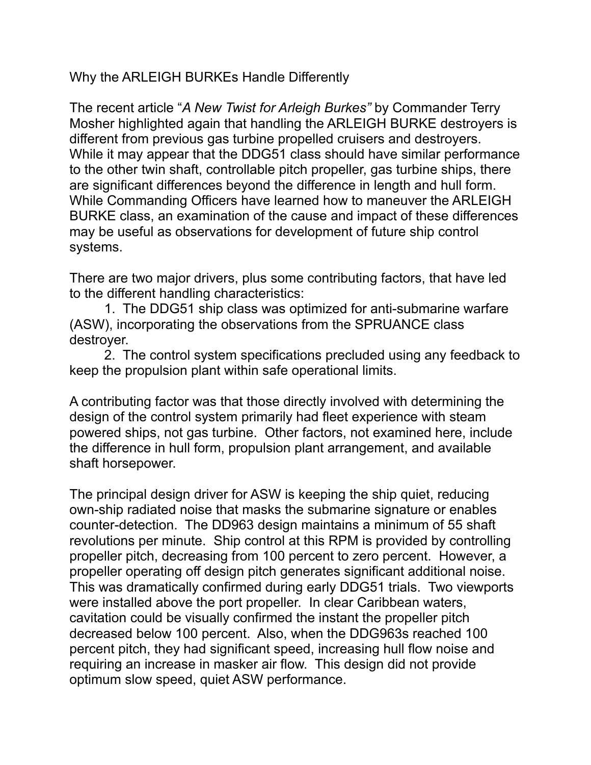# Why the ARLEIGH BURKEs Handle Differently

The recent article “*A New Twist for Arleigh Burkes”* by Commander Terry Mosher highlighted again that handling the ARLEIGH BURKE destroyers is different from previous gas turbine propelled cruisers and destroyers. While it may appear that the DDG51 class should have similar performance to the other twin shaft, controllable pitch propeller, gas turbine ships, there are significant differences beyond the difference in length and hull form. While Commanding Officers have learned how to maneuver the ARLEIGH BURKE class, an examination of the cause and impact of these differences may be useful as observations for development of future ship control systems.

There are two major drivers, plus some contributing factors, that have led to the different handling characteristics:

1. The DDG51 ship class was optimized for anti-submarine warfare (ASW), incorporating the observations from the SPRUANCE class destroyer.
2. The control system specifications precluded using any feedback to keep the propulsion plant within safe operational limits.

A contributing factor was that those directly involved with determining the design of the control system primarily had fleet experience with steam powered ships, not gas turbine. Other factors, not examined here, include the difference in hull form, propulsion plant arrangement, and available shaft horsepower.

The principal design driver for ASW is keeping the ship quiet, reducing own-ship radiated noise that masks the submarine signature or enables counter-detection. The DD963 design maintains a minimum of 55 shaft revolutions per minute. Ship control at this RPM is provided by controlling propeller pitch, decreasing from 100 percent to zero percent. However, a propeller operating off design pitch generates significant additional noise. This was dramatically confirmed during early DDG51 trials. Two viewports were installed above the port propeller. In clear Caribbean waters, cavitation could be visually confirmed the instant the propeller pitch decreased below 100 percent. Also, when the DDG963s reached 100 percent pitch, they had significant speed, increasing hull flow noise and requiring an increase in masker air flow. This design did not provide optimum slow speed, quiet ASW performance.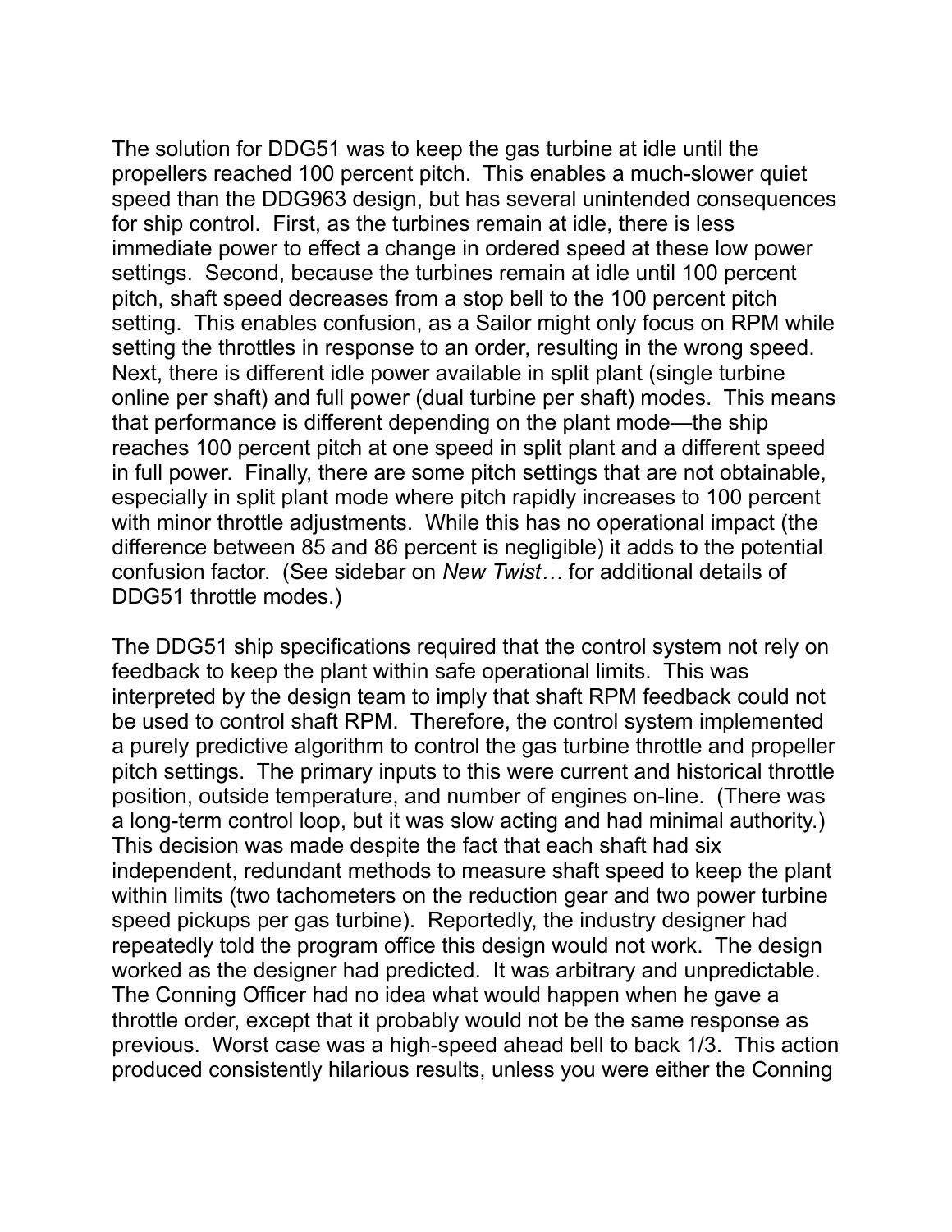The solution for DDG51 was to keep the gas turbine at idle until the propellers reached 100 percent pitch. This enables a much-slower quiet speed than the DDG963 design, but has several unintended consequences for ship control. First, as the turbines remain at idle, there is less immediate power to effect a change in ordered speed at these low power settings. Second, because the turbines remain at idle until 100 percent pitch, shaft speed decreases from a stop bell to the 100 percent pitch setting. This enables confusion, as a Sailor might only focus on RPM while setting the throttles in response to an order, resulting in the wrong speed. Next, there is different idle power available in split plant (single turbine online per shaft) and full power (dual turbine per shaft) modes. This means that performance is different depending on the plant mode—the ship reaches 100 percent pitch at one speed in split plant and a different speed in full power. Finally, there are some pitch settings that are not obtainable, especially in split plant mode where pitch rapidly increases to 100 percent with minor throttle adjustments. While this has no operational impact (the difference between 85 and 86 percent is negligible) it adds to the potential confusion factor. (See sidebar on *New Twist…* for additional details of DDG51 throttle modes.)

The DDG51 ship specifications required that the control system not rely on feedback to keep the plant within safe operational limits. This was interpreted by the design team to imply that shaft RPM feedback could not be used to control shaft RPM. Therefore, the control system implemented a purely predictive algorithm to control the gas turbine throttle and propeller pitch settings. The primary inputs to this were current and historical throttle position, outside temperature, and number of engines on-line. (There was a long-term control loop, but it was slow acting and had minimal authority.) This decision was made despite the fact that each shaft had six independent, redundant methods to measure shaft speed to keep the plant within limits (two tachometers on the reduction gear and two power turbine speed pickups per gas turbine). Reportedly, the industry designer had repeatedly told the program office this design would not work. The design worked as the designer had predicted. It was arbitrary and unpredictable. The Conning Officer had no idea what would happen when he gave a throttle order, except that it probably would not be the same response as previous. Worst case was a high-speed ahead bell to back 1/3. This action produced consistently hilarious results, unless you were either the Conning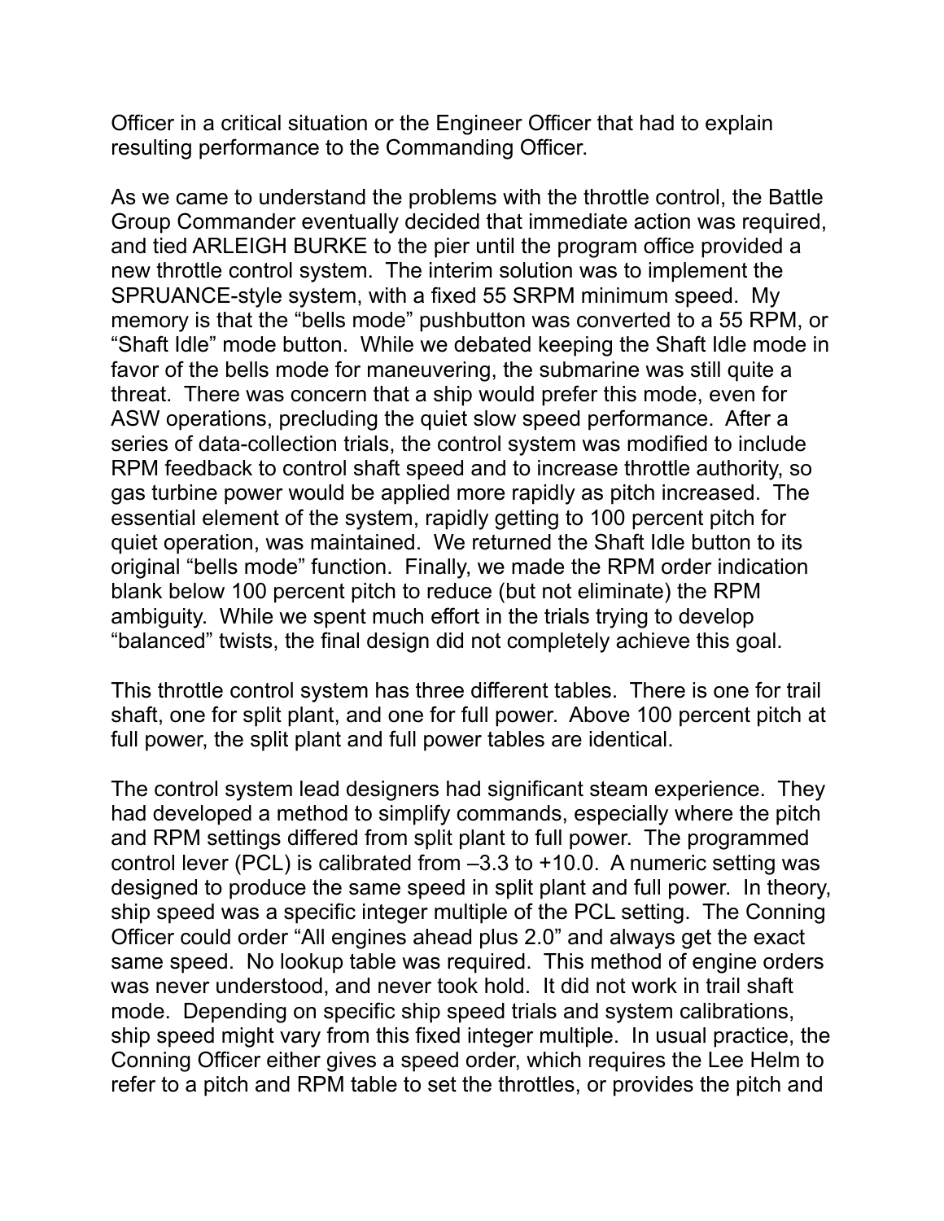Officer in a critical situation or the Engineer Officer that had to explain resulting performance to the Commanding Officer.

As we came to understand the problems with the throttle control, the Battle Group Commander eventually decided that immediate action was required, and tied ARLEIGH BURKE to the pier until the program office provided a new throttle control system. The interim solution was to implement the SPRUANCE-style system, with a fixed 55 SRPM minimum speed. My memory is that the “bells mode” pushbutton was converted to a 55 RPM, or “Shaft Idle” mode button. While we debated keeping the Shaft Idle mode in favor of the bells mode for maneuvering, the submarine was still quite a threat. There was concern that a ship would prefer this mode, even for ASW operations, precluding the quiet slow speed performance. After a series of data-collection trials, the control system was modified to include RPM feedback to control shaft speed and to increase throttle authority, so gas turbine power would be applied more rapidly as pitch increased. The essential element of the system, rapidly getting to 100 percent pitch for quiet operation, was maintained. We returned the Shaft Idle button to its original “bells mode” function. Finally, we made the RPM order indication blank below 100 percent pitch to reduce (but not eliminate) the RPM ambiguity. While we spent much effort in the trials trying to develop “balanced” twists, the final design did not completely achieve this goal.

This throttle control system has three different tables. There is one for trail shaft, one for split plant, and one for full power. Above 100 percent pitch at full power, the split plant and full power tables are identical.

The control system lead designers had significant steam experience. They had developed a method to simplify commands, especially where the pitch and RPM settings differed from split plant to full power. The programmed control lever (PCL) is calibrated from –3.3 to +10.0. A numeric setting was designed to produce the same speed in split plant and full power. In theory, ship speed was a specific integer multiple of the PCL setting. The Conning Officer could order “All engines ahead plus 2.0” and always get the exact same speed. No lookup table was required. This method of engine orders was never understood, and never took hold. It did not work in trail shaft mode. Depending on specific ship speed trials and system calibrations, ship speed might vary from this fixed integer multiple. In usual practice, the Conning Officer either gives a speed order, which requires the Lee Helm to refer to a pitch and RPM table to set the throttles, or provides the pitch and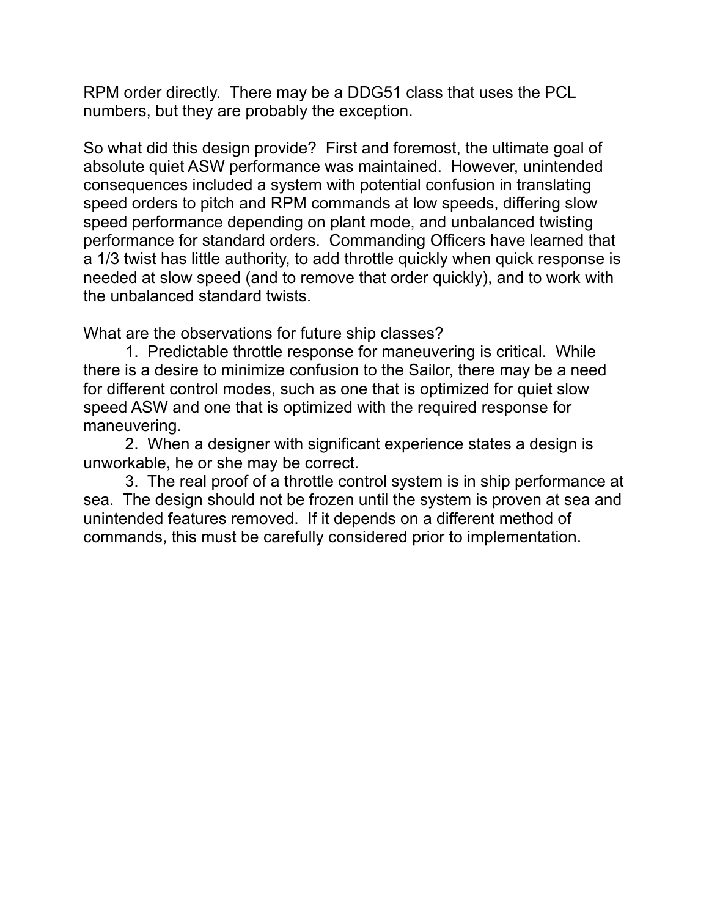RPM order directly. There may be a DDG51 class that uses the PCL numbers, but they are probably the exception.

So what did this design provide? First and foremost, the ultimate goal of absolute quiet ASW performance was maintained. However, unintended consequences included a system with potential confusion in translating speed orders to pitch and RPM commands at low speeds, differing slow speed performance depending on plant mode, and unbalanced twisting performance for standard orders. Commanding Officers have learned that a 1/3 twist has little authority, to add throttle quickly when quick response is needed at slow speed (and to remove that order quickly), and to work with the unbalanced standard twists.

What are the observations for future ship classes?

1. Predictable throttle response for maneuvering is critical. While there is a desire to minimize confusion to the Sailor, there may be a need for different control modes, such as one that is optimized for quiet slow speed ASW and one that is optimized with the required response for maneuvering.
2. When a designer with significant experience states a design is unworkable, he or she may be correct.
3. The real proof of a throttle control system is in ship performance at sea. The design should not be frozen until the system is proven at sea and unintended features removed. If it depends on a different method of commands, this must be carefully considered prior to implementation.